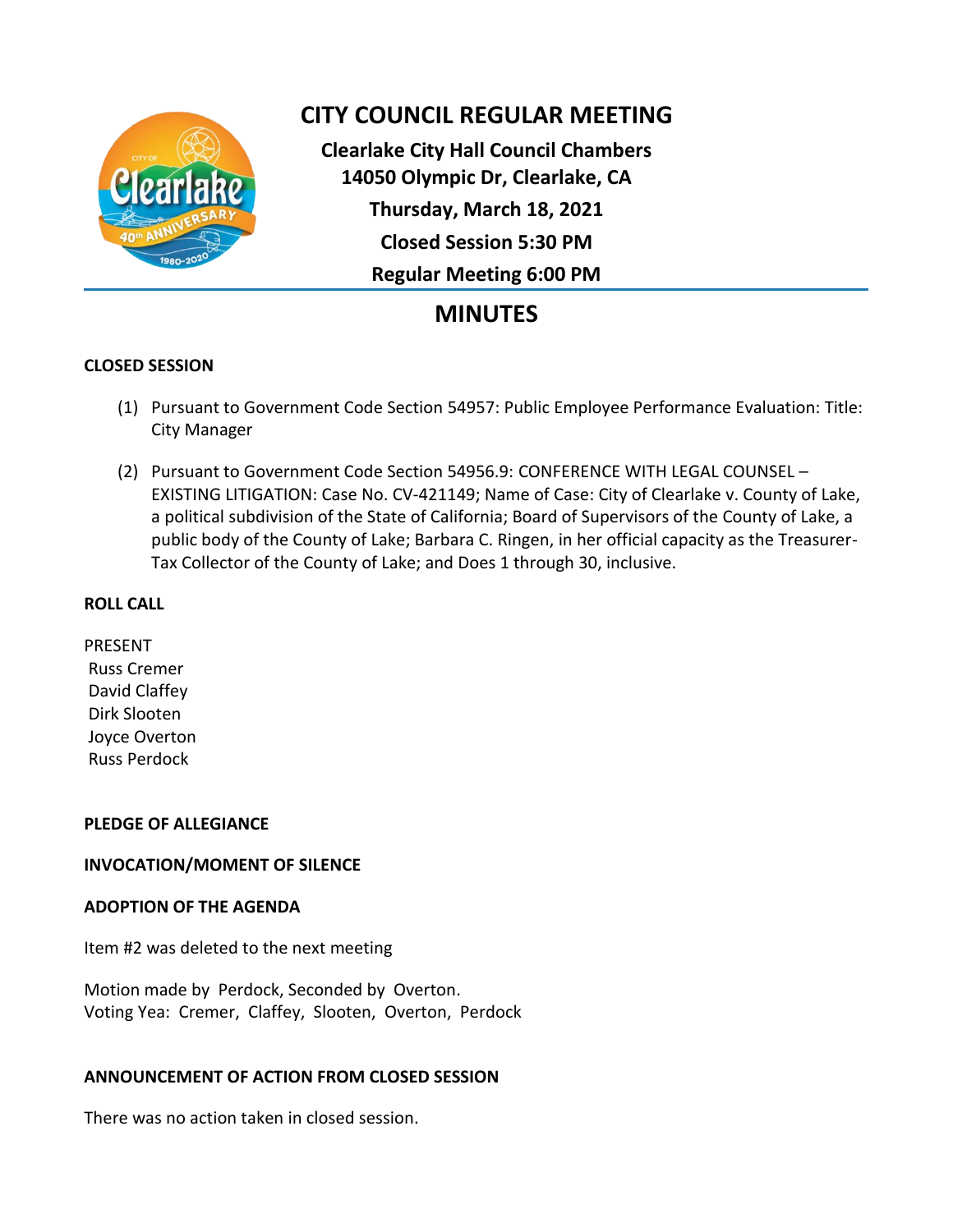# CITY COUNCIL REGULAR MEETING

**Clearlake City Hall Council Chambers**
**14050 Olympic Dr, Clearlake, CA**
**Thursday, March 18, 2021**
**Closed Session 5:30 PM**
**Regular Meeting 6:00 PM**

## MINUTES

### CLOSED SESSION

(1) Pursuant to Government Code Section 54957: Public Employee Performance Evaluation: Title: City Manager

(2) Pursuant to Government Code Section 54956.9: CONFERENCE WITH LEGAL COUNSEL – EXISTING LITIGATION: Case No. CV-421149; Name of Case: City of Clearlake v. County of Lake, a political subdivision of the State of California; Board of Supervisors of the County of Lake, a public body of the County of Lake; Barbara C. Ringen, in her official capacity as the Treasurer-Tax Collector of the County of Lake; and Does 1 through 30, inclusive.

### ROLL CALL

PRESENT
Russ Cremer
David Claffey
Dirk Slooten
Joyce Overton
Russ Perdock

### PLEDGE OF ALLEGIANCE

### INVOCATION/MOMENT OF SILENCE

### ADOPTION OF THE AGENDA

Item #2 was deleted to the next meeting

Motion made by Perdock, Seconded by Overton.
Voting Yea: Cremer, Claffey, Slooten, Overton, Perdock

### ANNOUNCEMENT OF ACTION FROM CLOSED SESSION

There was no action taken in closed session.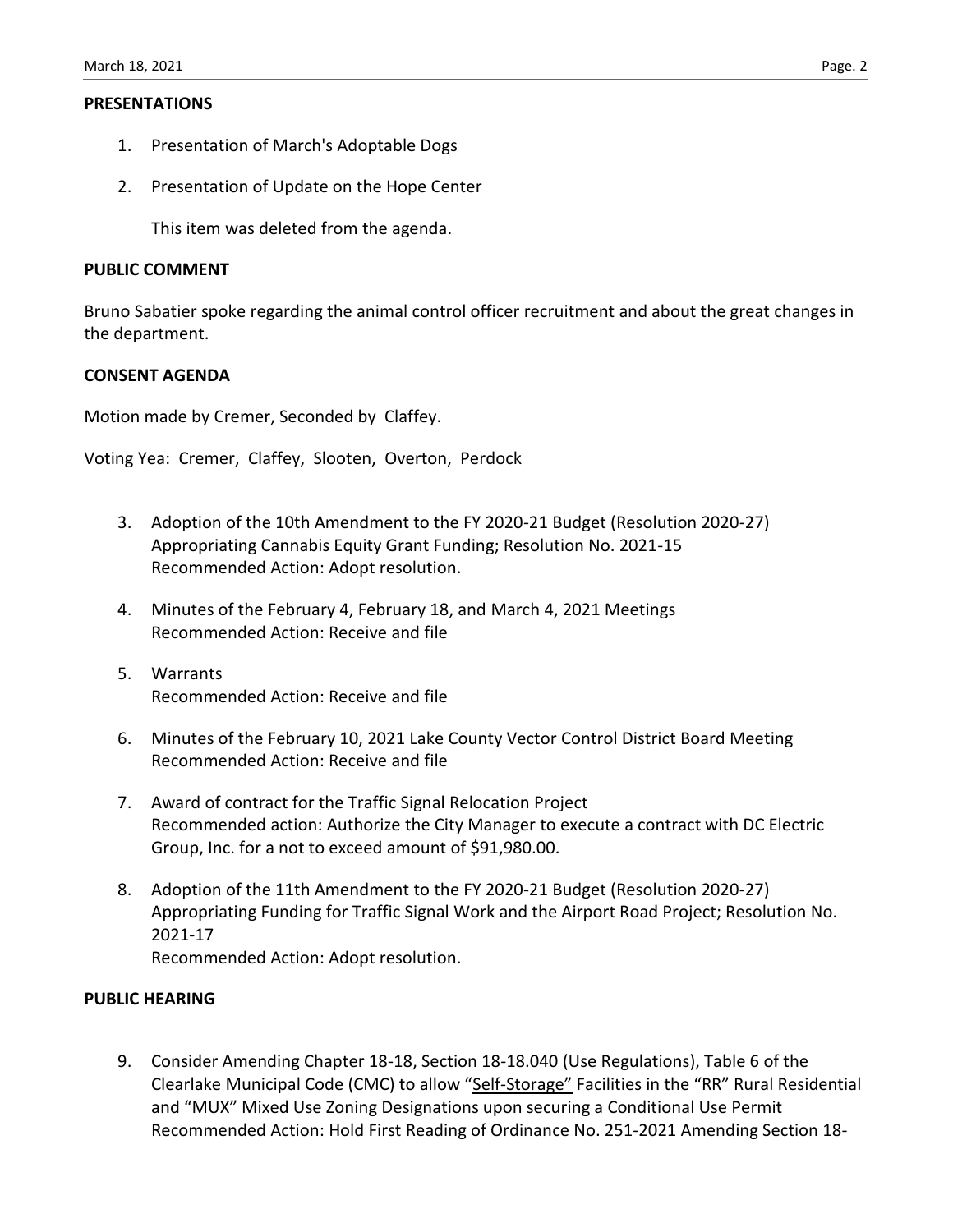**PRESENTATIONS**

1. Presentation of March's Adoptable Dogs

2. Presentation of Update on the Hope Center

   This item was deleted from the agenda.

**PUBLIC COMMENT**

Bruno Sabatier spoke regarding the animal control officer recruitment and about the great changes in the department.

**CONSENT AGENDA**

Motion made by Cremer, Seconded by Claffey.

Voting Yea: Cremer, Claffey, Slooten, Overton, Perdock

3. Adoption of the 10th Amendment to the FY 2020-21 Budget (Resolution 2020-27) Appropriating Cannabis Equity Grant Funding; Resolution No. 2021-15
   Recommended Action: Adopt resolution.

4. Minutes of the February 4, February 18, and March 4, 2021 Meetings
   Recommended Action: Receive and file

5. Warrants
   Recommended Action: Receive and file

6. Minutes of the February 10, 2021 Lake County Vector Control District Board Meeting
   Recommended Action: Receive and file

7. Award of contract for the Traffic Signal Relocation Project
   Recommended action: Authorize the City Manager to execute a contract with DC Electric Group, Inc. for a not to exceed amount of $91,980.00.

8. Adoption of the 11th Amendment to the FY 2020-21 Budget (Resolution 2020-27) Appropriating Funding for Traffic Signal Work and the Airport Road Project; Resolution No. 2021-17
   Recommended Action: Adopt resolution.

**PUBLIC HEARING**

9. Consider Amending Chapter 18-18, Section 18-18.040 (Use Regulations), Table 6 of the Clearlake Municipal Code (CMC) to allow "Self-Storage" Facilities in the "RR" Rural Residential and "MUX" Mixed Use Zoning Designations upon securing a Conditional Use Permit
   Recommended Action: Hold First Reading of Ordinance No. 251-2021 Amending Section 18-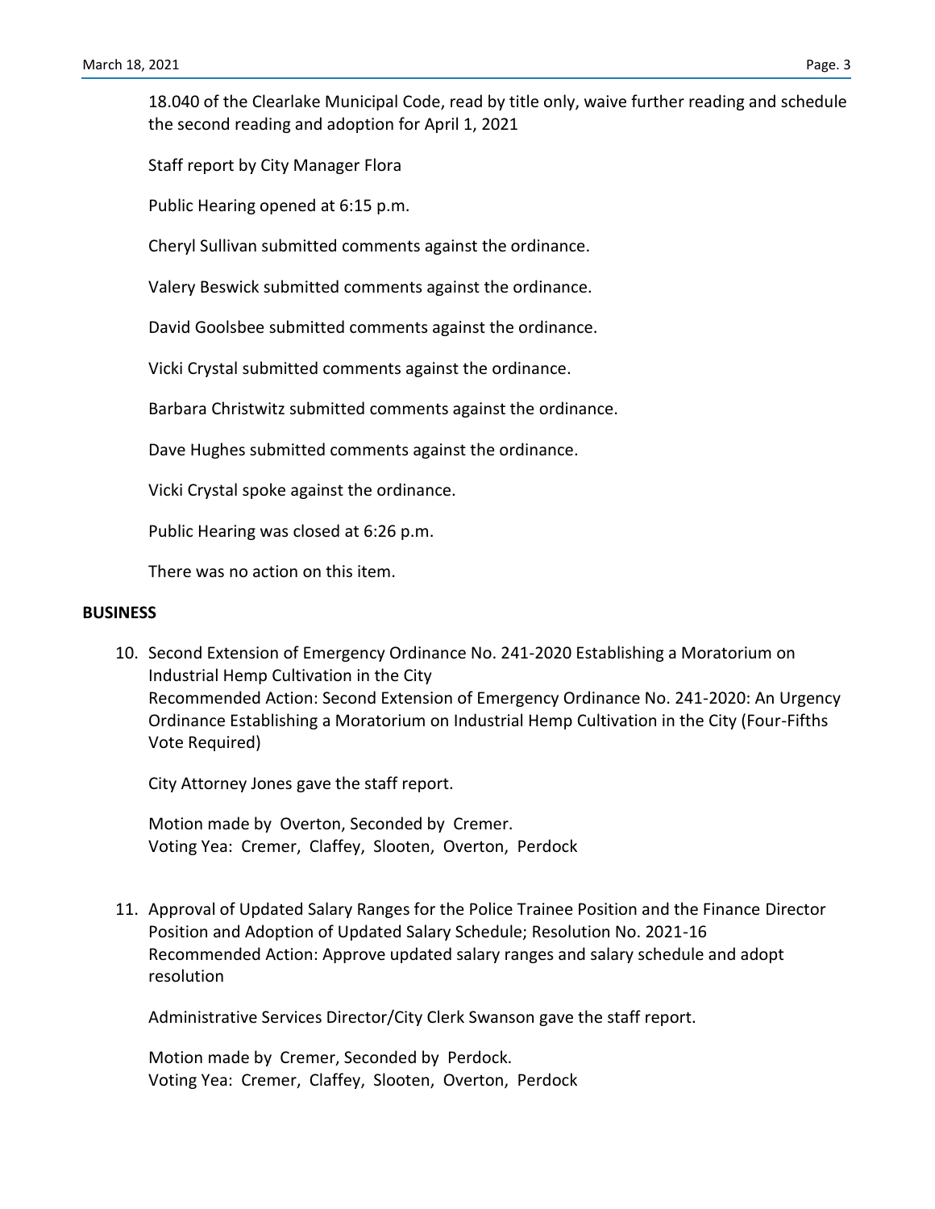18.040 of the Clearlake Municipal Code, read by title only, waive further reading and schedule the second reading and adoption for April 1, 2021

Staff report by City Manager Flora

Public Hearing opened at 6:15 p.m.

Cheryl Sullivan submitted comments against the ordinance.

Valery Beswick submitted comments against the ordinance.

David Goolsbee submitted comments against the ordinance.

Vicki Crystal submitted comments against the ordinance.

Barbara Christwitz submitted comments against the ordinance.

Dave Hughes submitted comments against the ordinance.

Vicki Crystal spoke against the ordinance.

Public Hearing was closed at 6:26 p.m.

There was no action on this item.

**BUSINESS**

10. Second Extension of Emergency Ordinance No. 241-2020 Establishing a Moratorium on Industrial Hemp Cultivation in the City
    Recommended Action: Second Extension of Emergency Ordinance No. 241-2020: An Urgency Ordinance Establishing a Moratorium on Industrial Hemp Cultivation in the City (Four-Fifths Vote Required)

    City Attorney Jones gave the staff report.

    Motion made by Overton, Seconded by Cremer.
    Voting Yea: Cremer, Claffey, Slooten, Overton, Perdock

11. Approval of Updated Salary Ranges for the Police Trainee Position and the Finance Director Position and Adoption of Updated Salary Schedule; Resolution No. 2021-16
    Recommended Action: Approve updated salary ranges and salary schedule and adopt resolution

    Administrative Services Director/City Clerk Swanson gave the staff report.

    Motion made by Cremer, Seconded by Perdock.
    Voting Yea: Cremer, Claffey, Slooten, Overton, Perdock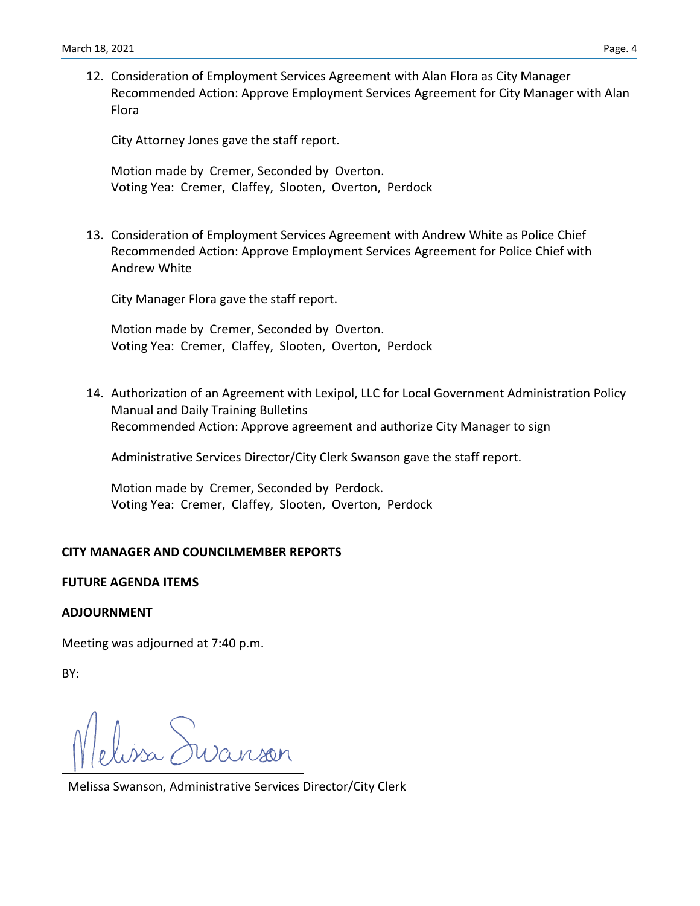12. Consideration of Employment Services Agreement with Alan Flora as City Manager
    Recommended Action: Approve Employment Services Agreement for City Manager with Alan Flora

    City Attorney Jones gave the staff report.

    Motion made by Cremer, Seconded by Overton.
    Voting Yea: Cremer, Claffey, Slooten, Overton, Perdock

13. Consideration of Employment Services Agreement with Andrew White as Police Chief
    Recommended Action: Approve Employment Services Agreement for Police Chief with Andrew White

    City Manager Flora gave the staff report.

    Motion made by Cremer, Seconded by Overton.
    Voting Yea: Cremer, Claffey, Slooten, Overton, Perdock

14. Authorization of an Agreement with Lexipol, LLC for Local Government Administration Policy Manual and Daily Training Bulletins
    Recommended Action: Approve agreement and authorize City Manager to sign

    Administrative Services Director/City Clerk Swanson gave the staff report.

    Motion made by Cremer, Seconded by Perdock.
    Voting Yea: Cremer, Claffey, Slooten, Overton, Perdock

**CITY MANAGER AND COUNCILMEMBER REPORTS**

**FUTURE AGENDA ITEMS**

**ADJOURNMENT**

Meeting was adjourned at 7:40 p.m.

BY:

Melissa Swanson

Melissa Swanson, Administrative Services Director/City Clerk